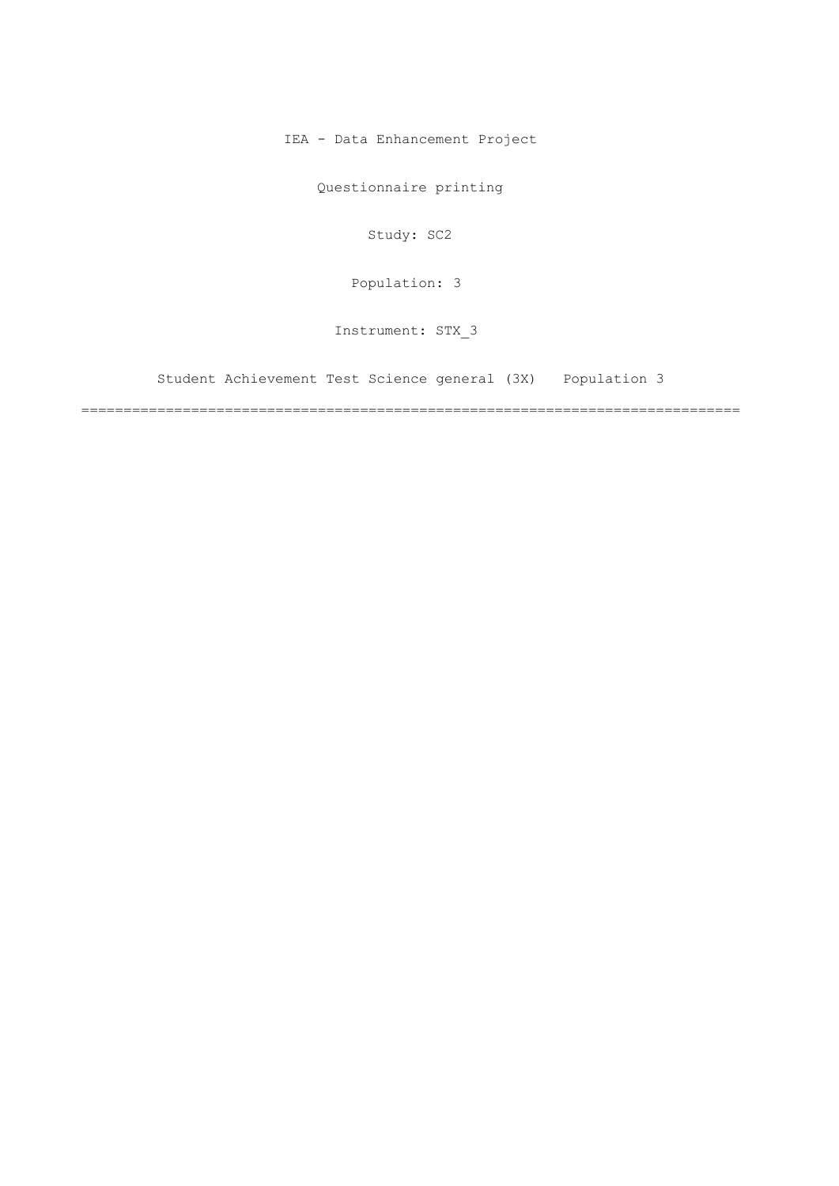IEA - Data Enhancement Project

Questionnaire printing

Study: SC2

Population: 3

Instrument: STX_3

Student Achievement Test Science general (3X)   Population 3

===============================================================================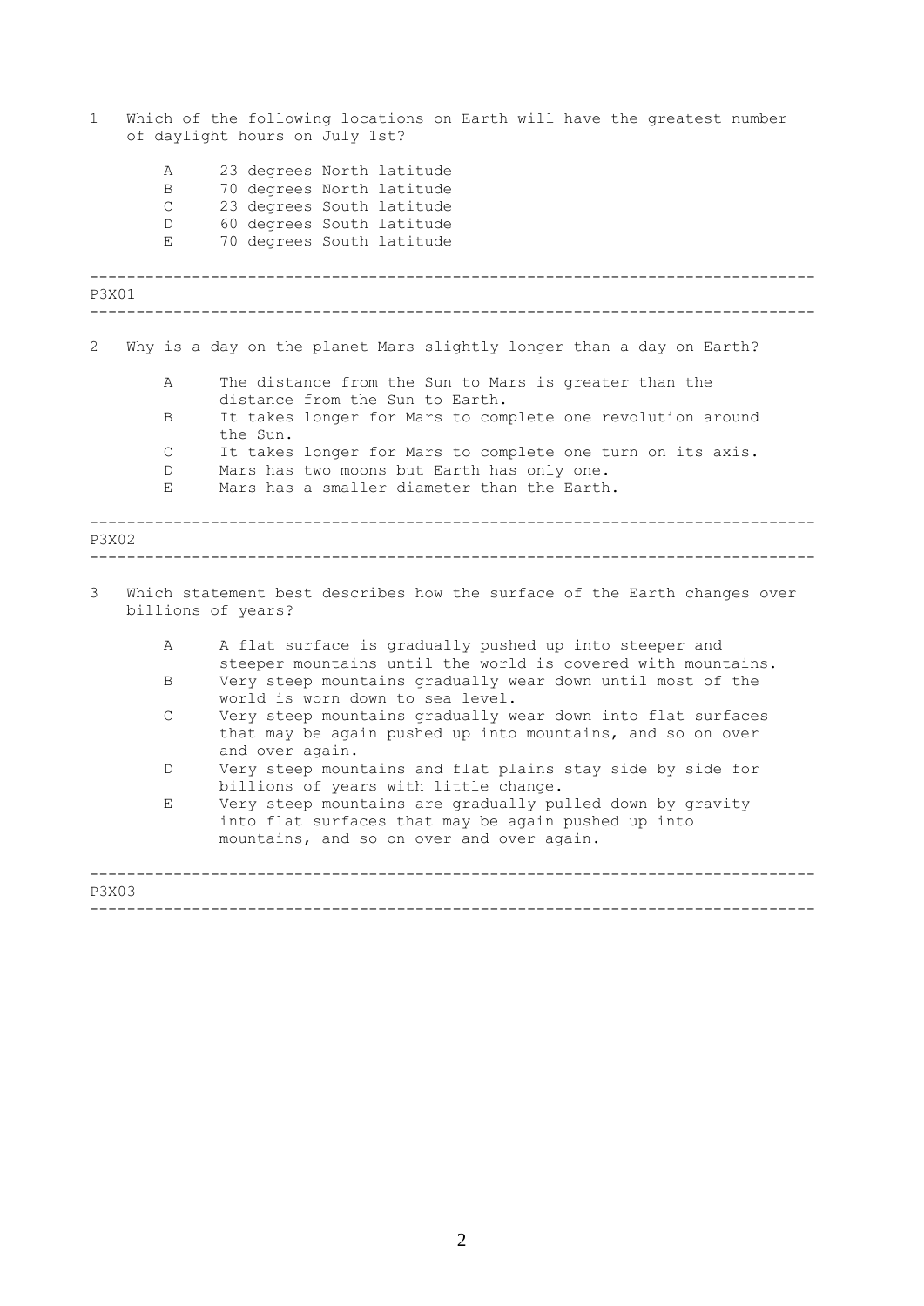1 Which of the following locations on Earth will have the greatest number of daylight hours on July 1st?

- A 23 degrees North latitude
- B 70 degrees North latitude
- C 23 degrees South latitude
- D 60 degrees South latitude
- E 70 degrees South latitude

---

P3X01

---

2 Why is a day on the planet Mars slightly longer than a day on Earth?

- A The distance from the Sun to Mars is greater than the distance from the Sun to Earth.
- B It takes longer for Mars to complete one revolution around the Sun.
- C It takes longer for Mars to complete one turn on its axis.
- D Mars has two moons but Earth has only one.
- E Mars has a smaller diameter than the Earth.

---

P3X02

---

3 Which statement best describes how the surface of the Earth changes over billions of years?

- A A flat surface is gradually pushed up into steeper and steeper mountains until the world is covered with mountains.
- B Very steep mountains gradually wear down until most of the world is worn down to sea level.
- C Very steep mountains gradually wear down into flat surfaces that may be again pushed up into mountains, and so on over and over again.
- D Very steep mountains and flat plains stay side by side for billions of years with little change.
- E Very steep mountains are gradually pulled down by gravity into flat surfaces that may be again pushed up into mountains, and so on over and over again.

---

P3X03

---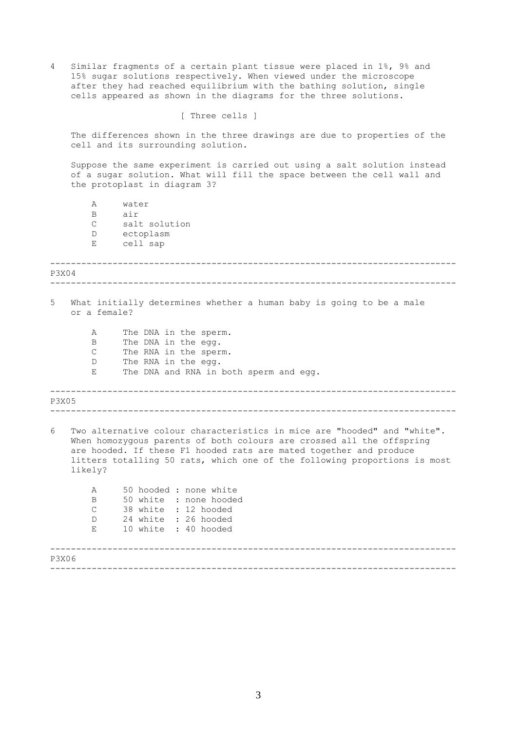4 Similar fragments of a certain plant tissue were placed in 1%, 9% and 15% sugar solutions respectively. When viewed under the microscope after they had reached equilibrium with the bathing solution, single cells appeared as shown in the diagrams for the three solutions.

[ Three cells ]

The differences shown in the three drawings are due to properties of the cell and its surrounding solution.

Suppose the same experiment is carried out using a salt solution instead of a sugar solution. What will fill the space between the cell wall and the protoplast in diagram 3?

- A water
- B air
- C salt solution
- D ectoplasm
- E cell sap

---

P3X04

---

5 What initially determines whether a human baby is going to be a male or a female?

- A The DNA in the sperm.
- B The DNA in the egg.
- C The RNA in the sperm.
- D The RNA in the egg.
- E The DNA and RNA in both sperm and egg.

---

P3X05

---

6 Two alternative colour characteristics in mice are "hooded" and "white". When homozygous parents of both colours are crossed all the offspring are hooded. If these F1 hooded rats are mated together and produce litters totalling 50 rats, which one of the following proportions is most likely?

- A 50 hooded : none white
- B 50 white : none hooded
- C 38 white : 12 hooded
- D 24 white : 26 hooded
- E 10 white : 40 hooded

---

P3X06

---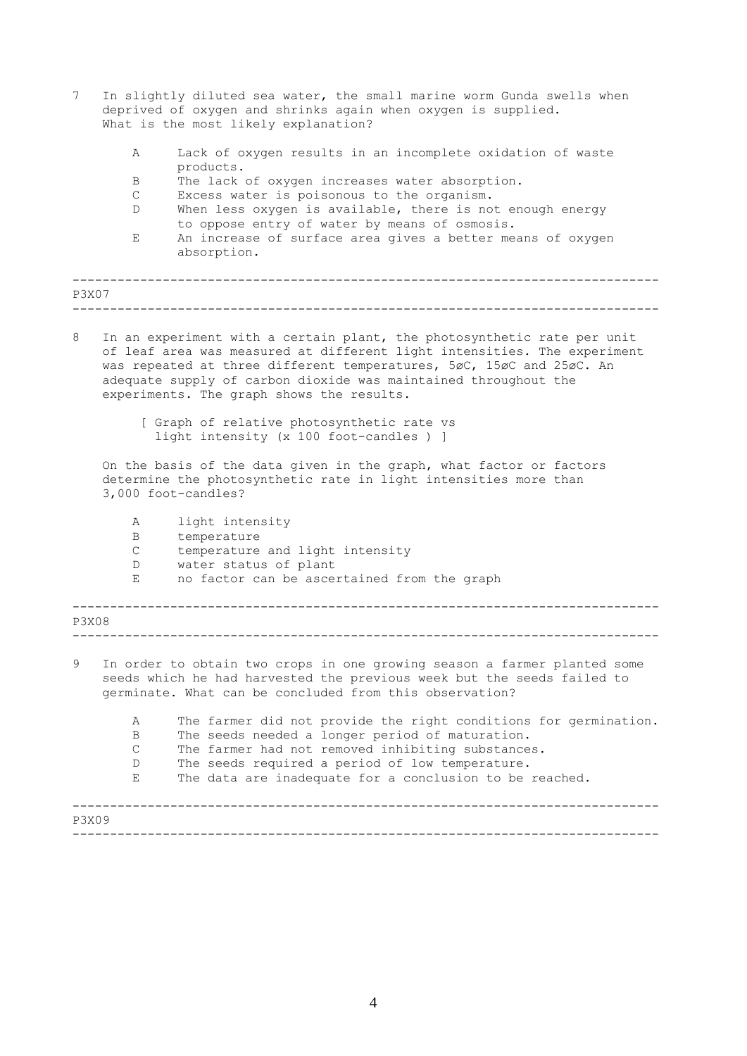7 In slightly diluted sea water, the small marine worm Gunda swells when deprived of oxygen and shrinks again when oxygen is supplied. What is the most likely explanation?

- A Lack of oxygen results in an incomplete oxidation of waste products.
- B The lack of oxygen increases water absorption.
- C Excess water is poisonous to the organism.
- D When less oxygen is available, there is not enough energy to oppose entry of water by means of osmosis.
- E An increase of surface area gives a better means of oxygen absorption.

---

P3X07

---

8 In an experiment with a certain plant, the photosynthetic rate per unit of leaf area was measured at different light intensities. The experiment was repeated at three different temperatures, 5øC, 15øC and 25øC. An adequate supply of carbon dioxide was maintained throughout the experiments. The graph shows the results.

[ Graph of relative photosynthetic rate vs light intensity (x 100 foot-candles ) ]

On the basis of the data given in the graph, what factor or factors determine the photosynthetic rate in light intensities more than 3,000 foot-candles?

- A light intensity
- B temperature
- C temperature and light intensity
- D water status of plant
- E no factor can be ascertained from the graph

---

P3X08

---

9 In order to obtain two crops in one growing season a farmer planted some seeds which he had harvested the previous week but the seeds failed to germinate. What can be concluded from this observation?

- A The farmer did not provide the right conditions for germination.
- B The seeds needed a longer period of maturation.
- C The farmer had not removed inhibiting substances.
- D The seeds required a period of low temperature.
- E The data are inadequate for a conclusion to be reached.

---

P3X09

---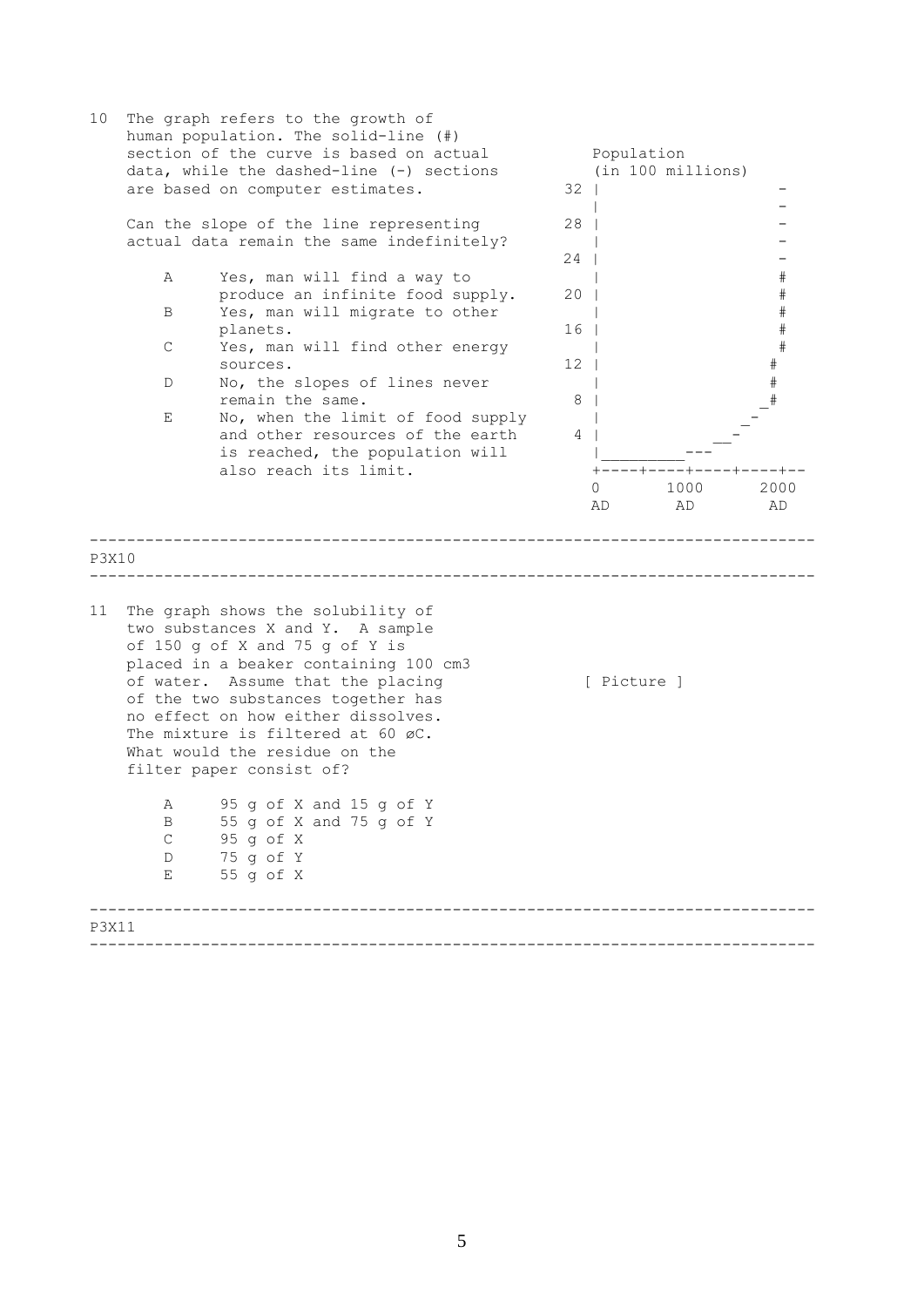10 The graph refers to the growth of human population. The solid-line (#) section of the curve is based on actual data, while the dashed-line (-) sections are based on computer estimates.

Can the slope of the line representing actual data remain the same indefinitely?

- A Yes, man will find a way to produce an infinite food supply.
- B Yes, man will migrate to other planets.
- C Yes, man will find other energy sources.
- D No, the slopes of lines never remain the same.
- E No, when the limit of food supply and other resources of the earth is reached, the population will also reach its limit.

```
       Population
       (in 100 millions)
  32 |                    -
     |                    -
  28 |                    -
     |                    -
  24 |                    -
     |                    #
  20 |                    #
     |                    #
  16 |                    #
     |                    #
  12 |                  #
     |                  #
   8 |                 _#
     |                _-
   4 |             __-
     |_________---
     +----+----+----+----+--
     0       1000       2000
     AD       AD         AD
```

P3X10

---

11 The graph shows the solubility of two substances X and Y. A sample of 150 g of X and 75 g of Y is placed in a beaker containing 100 cm3 of water. Assume that the placing of the two substances together has no effect on how either dissolves. The mixture is filtered at 60 øC. What would the residue on the filter paper consist of?

[ Picture ]

- A 95 g of X and 15 g of Y
- B 55 g of X and 75 g of Y
- C 95 g of X
- D 75 g of Y
- E 55 g of X

P3X11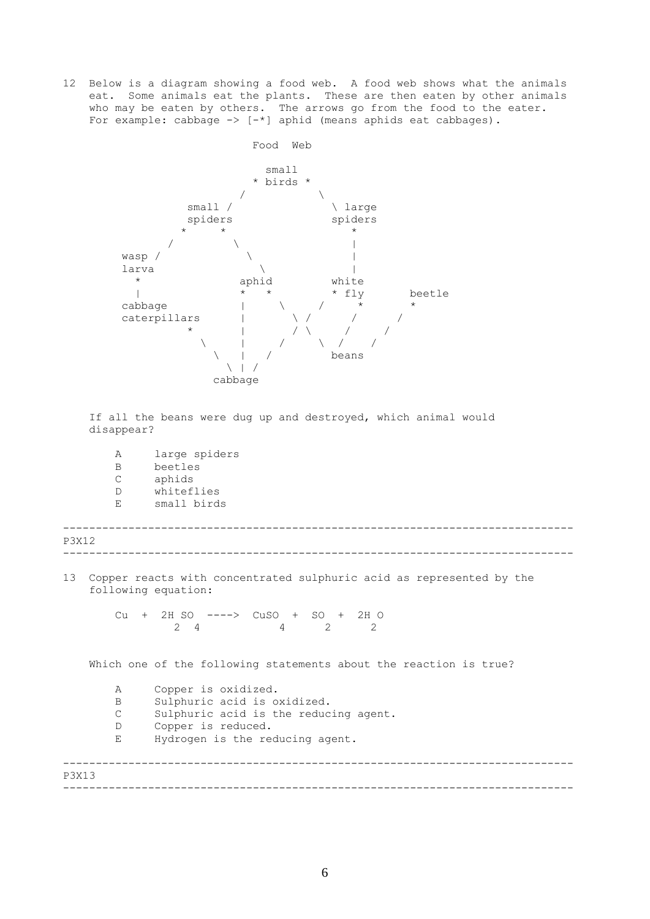12 Below is a diagram showing a food web. A food web shows what the animals eat. Some animals eat the plants. These are then eaten by other animals who may be eaten by others. The arrows go from the food to the eater. For example: cabbage -> [-*] aphid (means aphids eat cabbages).

```
                         Food  Web

                           small
                         * birds *
                        /         \
              small /               \ large
              spiders                spiders
             *      *                  *
           /         \                 |
     wasp /            \               |
     larva               \             |
       *               aphid         white
       |               *   *         * fly       beetle
     cabbage           |     \     /    *       *
     caterpillars      |       \ /      /      /
              *        |       / \     /     /
                \      |     /     \  /    /
                  \    |   /         beans
                    \  |  /
                    cabbage
```

If all the beans were dug up and destroyed, which animal would disappear?

A large spiders
B beetles
C aphids
D whiteflies
E small birds

---

P3X12

---

13 Copper reacts with concentrated sulphuric acid as represented by the following equation:

$$Cu + 2H_2SO_4 \longrightarrow CuSO_4 + SO_2 + 2H_2O$$

Which one of the following statements about the reaction is true?

A Copper is oxidized.
B Sulphuric acid is oxidized.
C Sulphuric acid is the reducing agent.
D Copper is reduced.
E Hydrogen is the reducing agent.

---

P3X13

---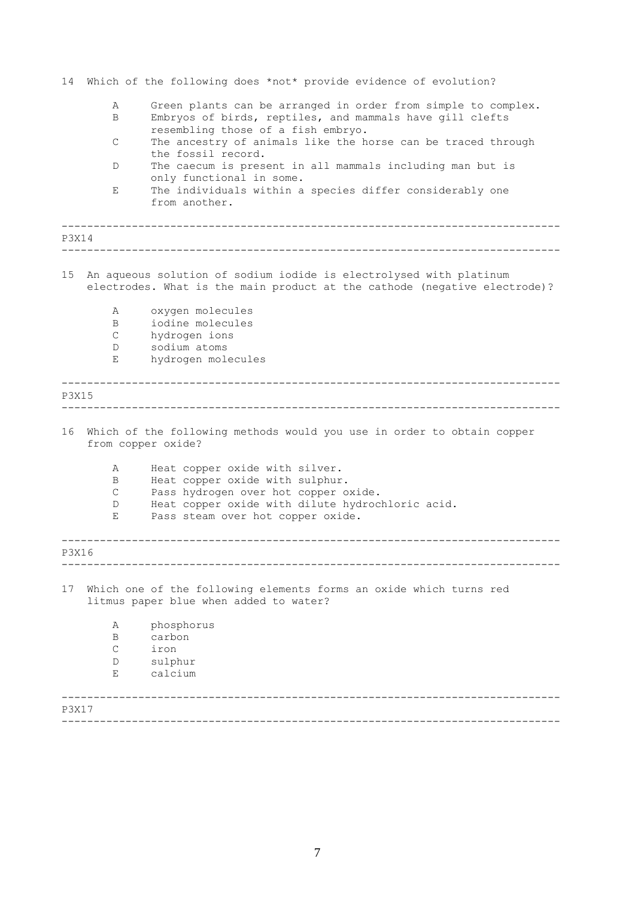14 Which of the following does *not* provide evidence of evolution?

- A Green plants can be arranged in order from simple to complex.
- B Embryos of birds, reptiles, and mammals have gill clefts resembling those of a fish embryo.
- C The ancestry of animals like the horse can be traced through the fossil record.
- D The caecum is present in all mammals including man but is only functional in some.
- E The individuals within a species differ considerably one from another.

---

P3X14

---

15 An aqueous solution of sodium iodide is electrolysed with platinum electrodes. What is the main product at the cathode (negative electrode)?

- A oxygen molecules
- B iodine molecules
- C hydrogen ions
- D sodium atoms
- E hydrogen molecules

---

P3X15

---

16 Which of the following methods would you use in order to obtain copper from copper oxide?

- A Heat copper oxide with silver.
- B Heat copper oxide with sulphur.
- C Pass hydrogen over hot copper oxide.
- D Heat copper oxide with dilute hydrochloric acid.
- E Pass steam over hot copper oxide.

---

P3X16

---

17 Which one of the following elements forms an oxide which turns red litmus paper blue when added to water?

- A phosphorus
- B carbon
- C iron
- D sulphur
- E calcium

---

P3X17

---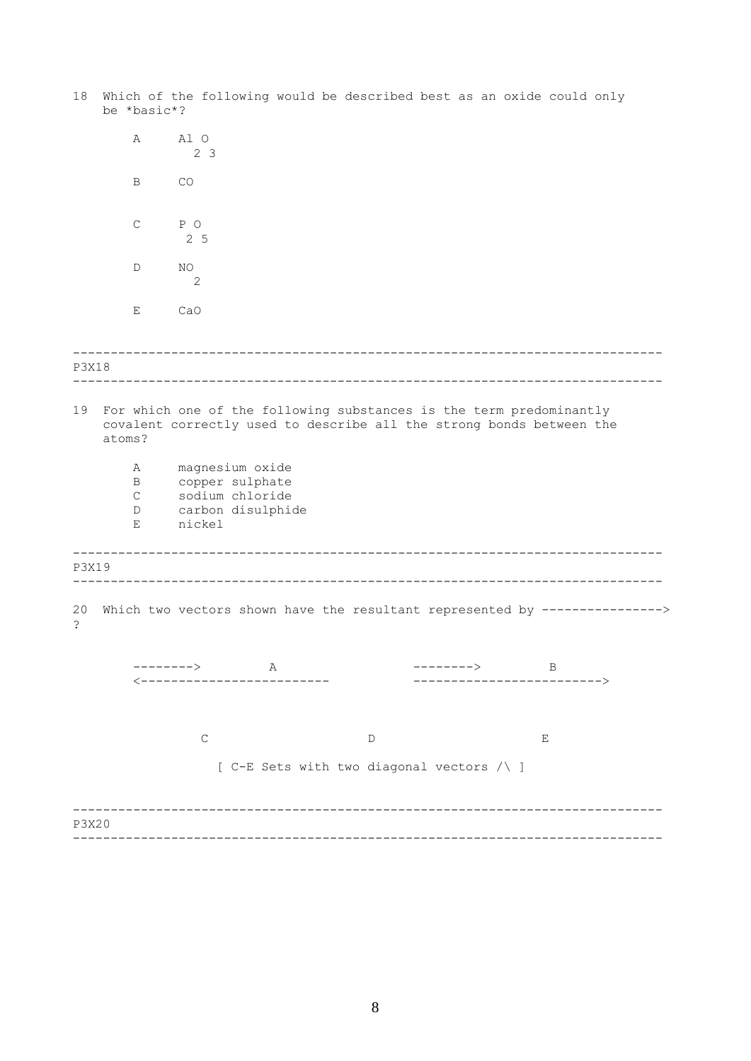18 Which of the following would be described best as an oxide could only be *basic*?

A $Al_2O_3$

B $CO$

C $P_2O_5$

D $NO_2$

E $CaO$

---

P3X18

---

19 For which one of the following substances is the term predominantly covalent correctly used to describe all the strong bonds between the atoms?

A magnesium oxide
B copper sulphate
C sodium chloride
D carbon disulphide
E nickel

---

P3X19

---

20 Which two vectors shown have the resultant represented by ---------------->?

```
--------->         A                  --------->         B
<-------------------------            ------------------------->
```

C D E

[ C-E Sets with two diagonal vectors /\ ]

---

P3X20

---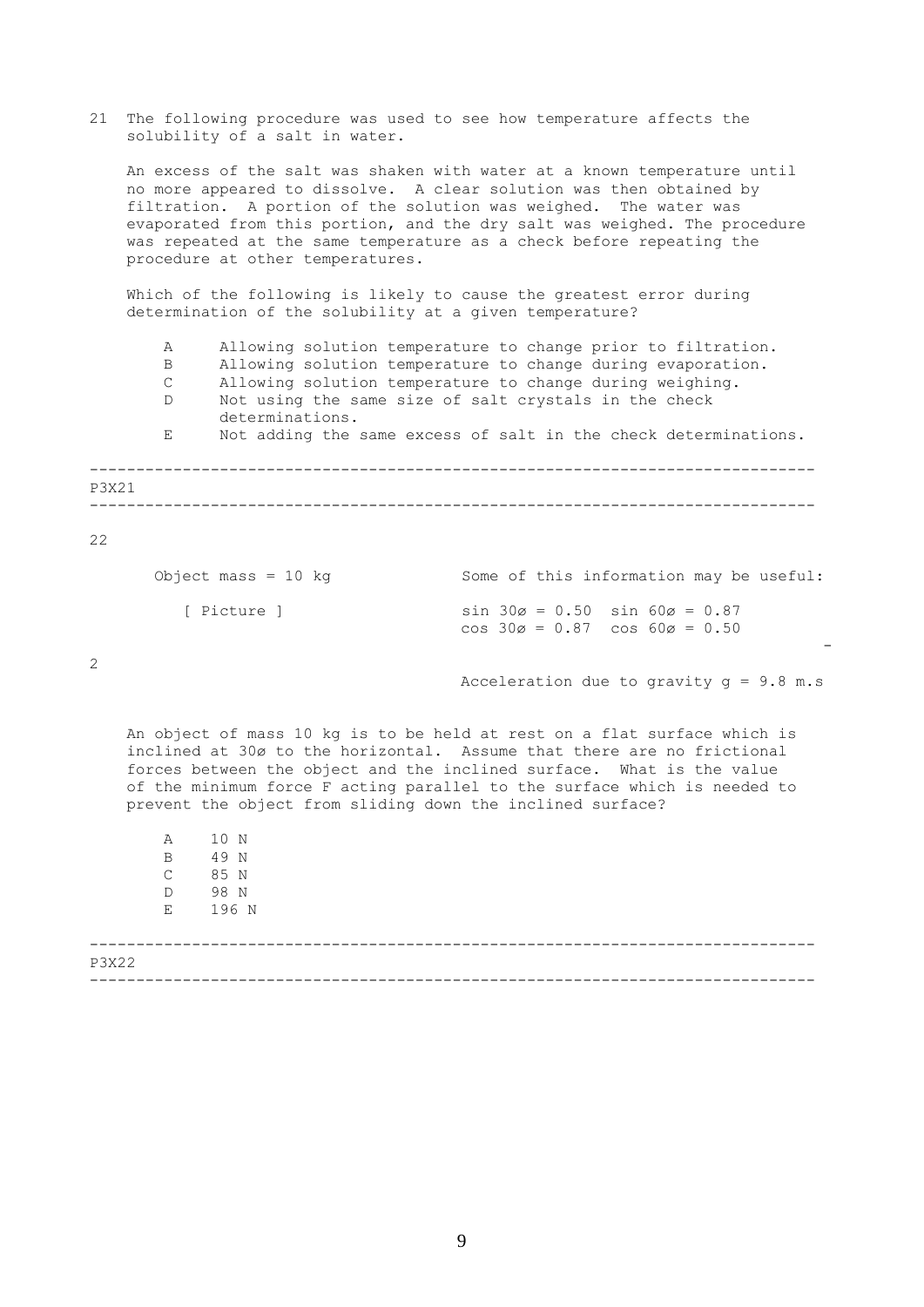21 The following procedure was used to see how temperature affects the solubility of a salt in water.

An excess of the salt was shaken with water at a known temperature until no more appeared to dissolve. A clear solution was then obtained by filtration. A portion of the solution was weighed. The water was evaporated from this portion, and the dry salt was weighed. The procedure was repeated at the same temperature as a check before repeating the procedure at other temperatures.

Which of the following is likely to cause the greatest error during determination of the solubility at a given temperature?

- A Allowing solution temperature to change prior to filtration.
- B Allowing solution temperature to change during evaporation.
- C Allowing solution temperature to change during weighing.
- D Not using the same size of salt crystals in the check determinations.
- E Not adding the same excess of salt in the check determinations.

---

P3X21

---

22

Object mass = 10 kg

[ Picture ]

Some of this information may be useful:

$\sin 30° = 0.50$ $\sin 60° = 0.87$
$\cos 30° = 0.87$ $\cos 60° = 0.50$

Acceleration due to gravity $g = 9.8 \text{ m.s}^{-2}$

An object of mass 10 kg is to be held at rest on a flat surface which is inclined at 30° to the horizontal. Assume that there are no frictional forces between the object and the inclined surface. What is the value of the minimum force F acting parallel to the surface which is needed to prevent the object from sliding down the inclined surface?

- A 10 N
- B 49 N
- C 85 N
- D 98 N
- E 196 N

---

P3X22

---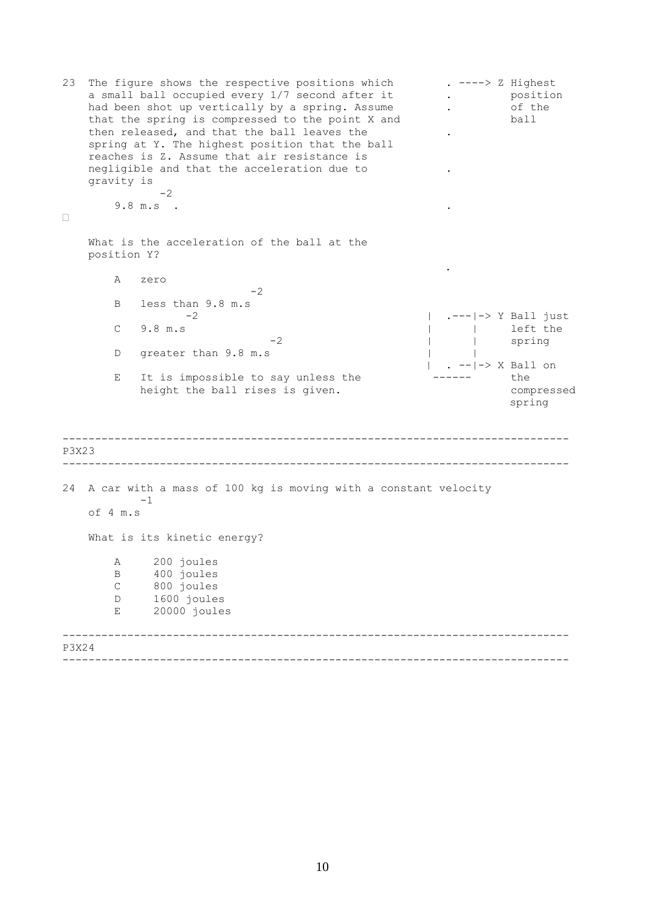23 The figure shows the respective positions which a small ball occupied every 1/7 second after it had been shot up vertically by a spring. Assume that the spring is compressed to the point X and then released, and that the ball leaves the spring at Y. The highest position that the ball reaches is Z. Assume that air resistance is negligible and that the acceleration due to gravity is $9.8 \text{ m.s}^{-2}$.

```
 . ----> Z Highest
 .         position
 .         of the
           ball
 .


 .


 .



 .

|  .---|-> Y Ball just
|      |     left the
|      |     spring
|      |
|  . --|-> X Ball on
 ------      the
             compressed
             spring
```

What is the acceleration of the ball at the position Y?

A zero

B less than $9.8 \text{ m.s}^{-2}$

C $9.8 \text{ m.s}^{-2}$

D greater than $9.8 \text{ m.s}^{-2}$

E It is impossible to say unless the height the ball rises is given.

---

P3X23

---

24 A car with a mass of 100 kg is moving with a constant velocity of $4 \text{ m.s}^{-1}$

What is its kinetic energy?

A 200 joules
B 400 joules
C 800 joules
D 1600 joules
E 20000 joules

---

P3X24

---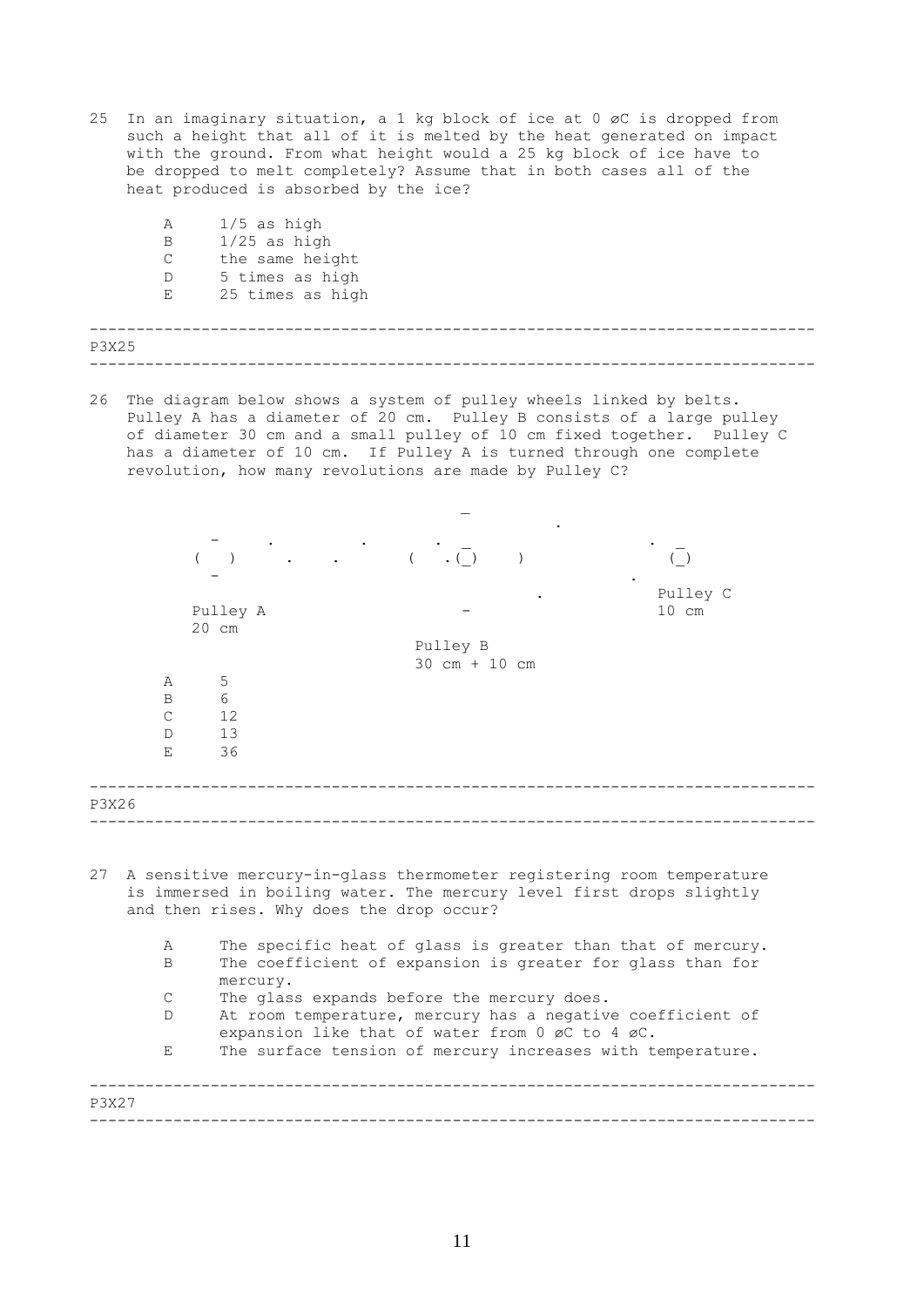25 In an imaginary situation, a 1 kg block of ice at 0 øC is dropped from such a height that all of it is melted by the heat generated on impact with the ground. From what height would a 25 kg block of ice have to be dropped to melt completely? Assume that in both cases all of the heat produced is absorbed by the ice?

- A 1/5 as high
- B 1/25 as high
- C the same height
- D 5 times as high
- E 25 times as high

---

P3X25

---

26 The diagram below shows a system of pulley wheels linked by belts. Pulley A has a diameter of 20 cm. Pulley B consists of a large pulley of diameter 30 cm and a small pulley of 10 cm fixed together. Pulley C has a diameter of 10 cm. If Pulley A is turned through one complete revolution, how many revolutions are made by Pulley C?

```
                                            _
                                                         .
         -       .         .        .  _                        .  _
       (   )       .     .        (   .(_)     )                  (_)
         -                                                      .
                                                       .         Pulley C
       Pulley A                            -                     10 cm
       20 cm
                                  Pulley B
                                  30 cm + 10 cm
```

- A 5
- B 6
- C 12
- D 13
- E 36

---

P3X26

---

27 A sensitive mercury-in-glass thermometer registering room temperature is immersed in boiling water. The mercury level first drops slightly and then rises. Why does the drop occur?

- A The specific heat of glass is greater than that of mercury.
- B The coefficient of expansion is greater for glass than for mercury.
- C The glass expands before the mercury does.
- D At room temperature, mercury has a negative coefficient of expansion like that of water from 0 øC to 4 øC.
- E The surface tension of mercury increases with temperature.

---

P3X27

---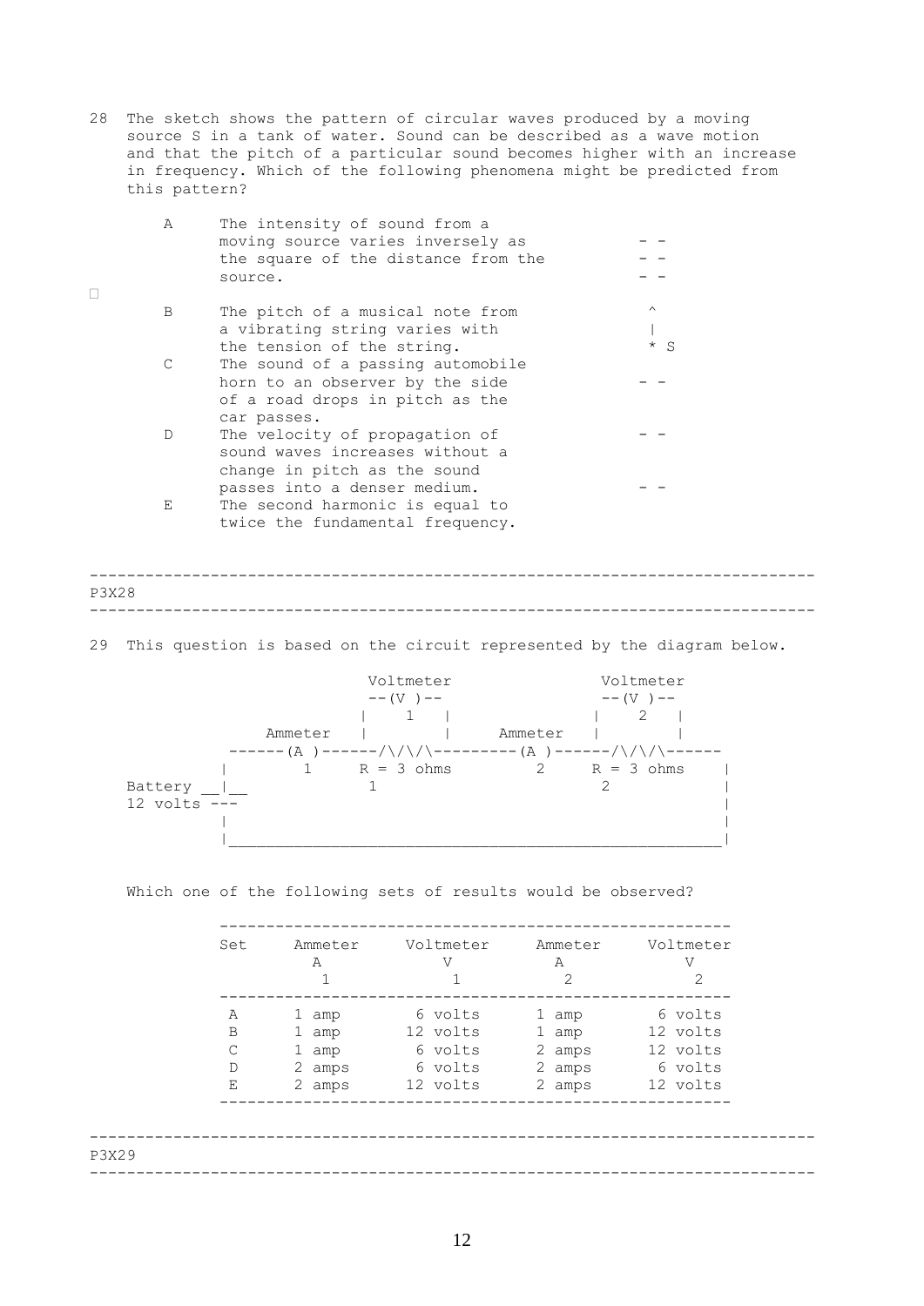28 The sketch shows the pattern of circular waves produced by a moving source S in a tank of water. Sound can be described as a wave motion and that the pitch of a particular sound becomes higher with an increase in frequency. Which of the following phenomena might be predicted from this pattern?

```
                                        - -
                                        - -
                                        - -

                                         ^
                                         |
                                         * S

                                        - -

                                        - -

                                        - -
```

A The intensity of sound from a moving source varies inversely as the square of the distance from the source.

B The pitch of a musical note from a vibrating string varies with the tension of the string.

C The sound of a passing automobile horn to an observer by the side of a road drops in pitch as the car passes.

D The velocity of propagation of sound waves increases without a change in pitch as the sound passes into a denser medium.

E The second harmonic is equal to twice the fundamental frequency.

---

P3X28

---

29 This question is based on the circuit represented by the diagram below.

```
                    Voltmeter                 Voltmeter
                    --(V )--                  --(V )--
                   |    1   |                |    2   |
          Ammeter  |        |     Ammeter    |        |
        ------(A )------/\/\/\---------(A )------/\/\/\------
       |        1     R = 3 ohms        2     R = 3 ohms     |
Battery __|__          1                       2               |
12 volts ---                                                   |
       |                                                       |
       |_______________________________________________________|
```

Which one of the following sets of results would be observed?

| Set | Ammeter A 1 | Voltmeter V 1 | Ammeter A 2 | Voltmeter V 2 |
|---|---|---|---|---|
| A | 1 amp | 6 volts | 1 amp | 6 volts |
| B | 1 amp | 12 volts | 1 amp | 12 volts |
| C | 1 amp | 6 volts | 2 amps | 12 volts |
| D | 2 amps | 6 volts | 2 amps | 6 volts |
| E | 2 amps | 12 volts | 2 amps | 12 volts |

---

P3X29

---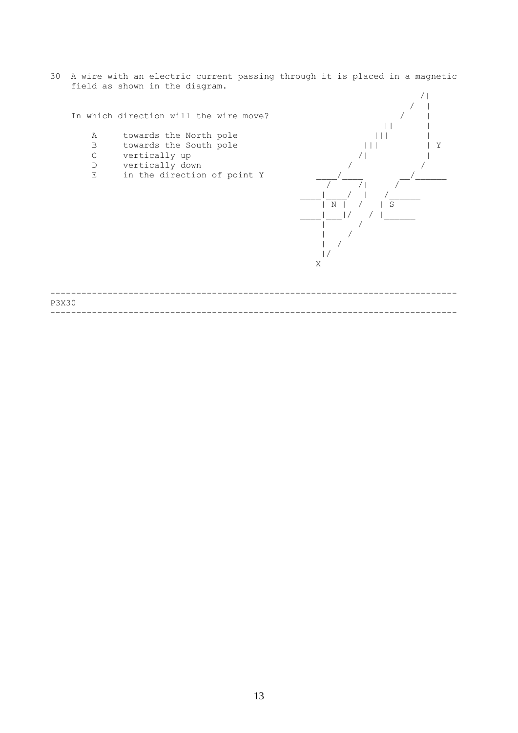30 A wire with an electric current passing through it is placed in a magnetic field as shown in the diagram.

In which direction will the wire move?

- A towards the North pole
- B towards the South pole
- C vertically up
- D vertically down
- E in the direction of point Y

```
                                   /|
                                  / |
                                 /  |
                              ||    |
                             |||    |
                            |||     | Y
                           /|       |
                          /        /
                    ____/____   __/______
                      /    /|     /
                 ____|____/  |   /______
                     | N |  /   | S
                 ____|___|/   / |______
                     |     /
                     |    /
                     |  /
                     |/
                    X
```

---

P3X30

---